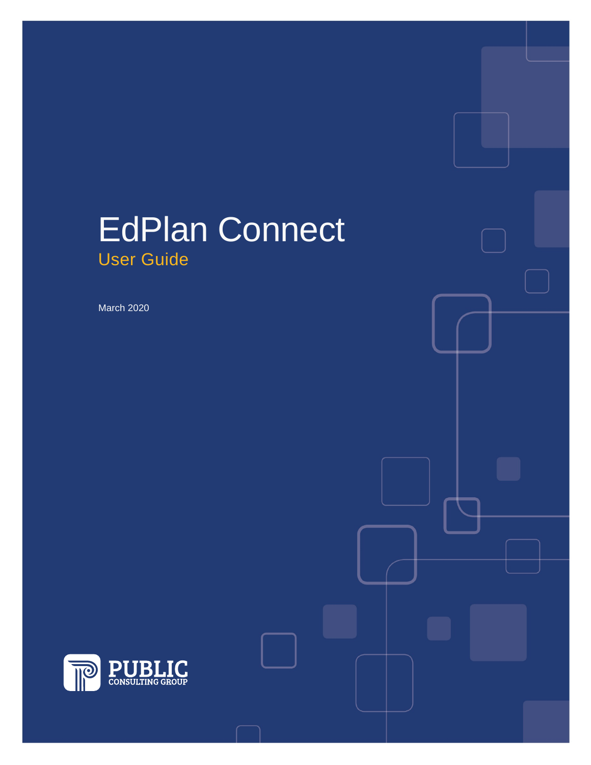# EdPlan Connect

## User Guide

March 2020

PUBLIC CONSULTING GROUP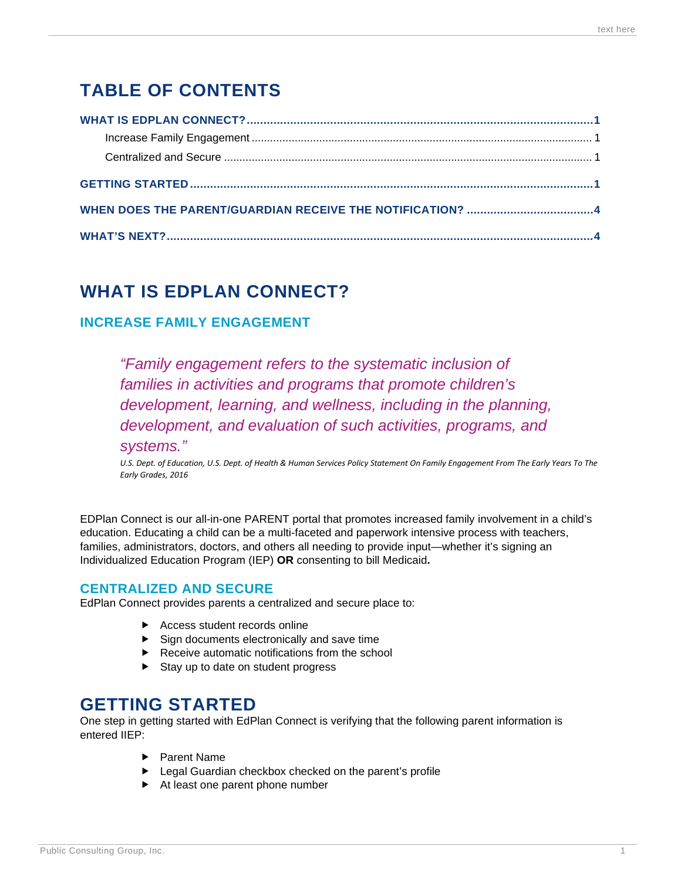# TABLE OF CONTENTS

**WHAT IS EDPLAN CONNECT?** ......... **1**
- Increase Family Engagement ......... 1
- Centralized and Secure ......... 1

**GETTING STARTED** ......... **1**

**WHEN DOES THE PARENT/GUARDIAN RECEIVE THE NOTIFICATION?** ......... **4**

**WHAT'S NEXT?** ......... **4**

# WHAT IS EDPLAN CONNECT?

## INCREASE FAMILY ENGAGEMENT

> *"Family engagement refers to the systematic inclusion of families in activities and programs that promote children's development, learning, and wellness, including in the planning, development, and evaluation of such activities, programs, and systems."*
>
> *U.S. Dept. of Education, U.S. Dept. of Health & Human Services Policy Statement On Family Engagement From The Early Years To The Early Grades, 2016*

EDPlan Connect is our all-in-one PARENT portal that promotes increased family involvement in a child's education. Educating a child can be a multi-faceted and paperwork intensive process with teachers, families, administrators, doctors, and others all needing to provide input—whether it's signing an Individualized Education Program (IEP) **OR** consenting to bill Medicaid**.**

## CENTRALIZED AND SECURE

EdPlan Connect provides parents a centralized and secure place to:

- Access student records online
- Sign documents electronically and save time
- Receive automatic notifications from the school
- Stay up to date on student progress

# GETTING STARTED

One step in getting started with EdPlan Connect is verifying that the following parent information is entered IIEP:

- Parent Name
- Legal Guardian checkbox checked on the parent's profile
- At least one parent phone number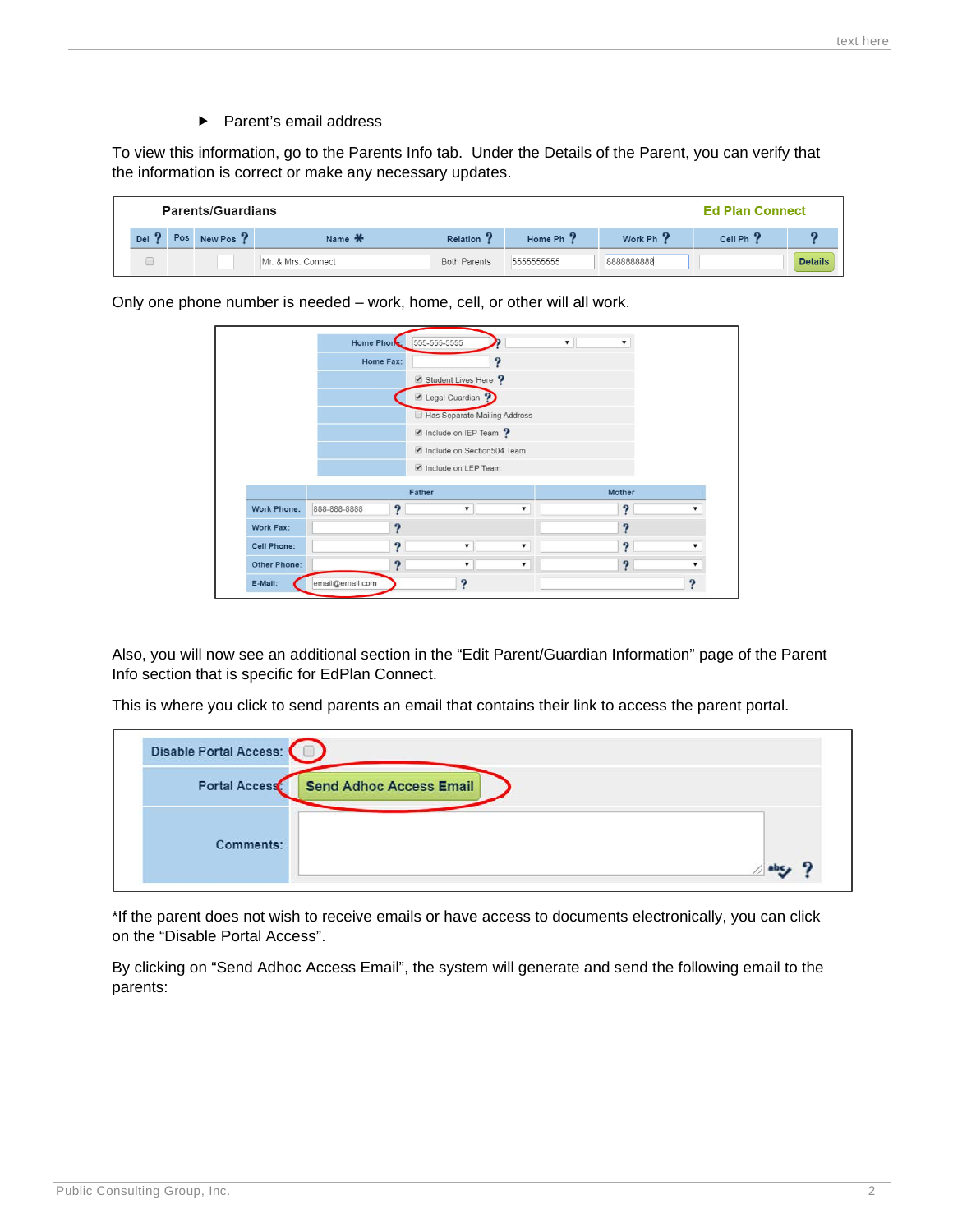- Parent's email address

To view this information, go to the Parents Info tab. Under the Details of the Parent, you can verify that the information is correct or make any necessary updates.

Only one phone number is needed – work, home, cell, or other will all work.

Also, you will now see an additional section in the "Edit Parent/Guardian Information" page of the Parent Info section that is specific for EdPlan Connect.

This is where you click to send parents an email that contains their link to access the parent portal.

*If the parent does not wish to receive emails or have access to documents electronically, you can click on the "Disable Portal Access".

By clicking on "Send Adhoc Access Email", the system will generate and send the following email to the parents: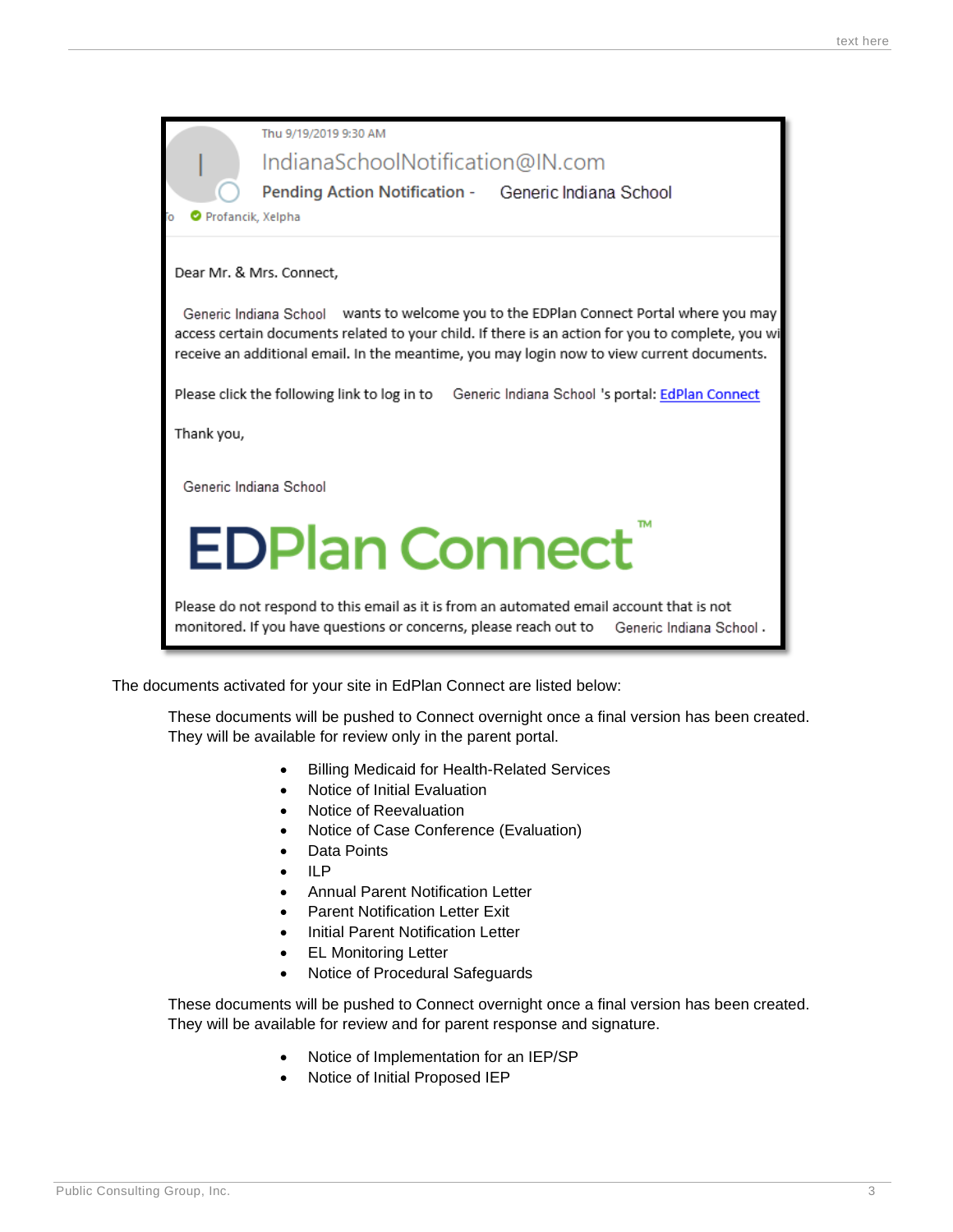Thu 9/19/2019 9:30 AM

IndianaSchoolNotification@IN.com

**Pending Action Notification -** Generic Indiana School

To Profancik, Xelpha

Dear Mr. & Mrs. Connect,

Generic Indiana School wants to welcome you to the EDPlan Connect Portal where you may access certain documents related to your child. If there is an action for you to complete, you wi receive an additional email. In the meantime, you may login now to view current documents.

Please click the following link to log in to Generic Indiana School 's portal: EdPlan Connect

Thank you,

Generic Indiana School

EDPlan Connect™

Please do not respond to this email as it is from an automated email account that is not monitored. If you have questions or concerns, please reach out to Generic Indiana School .

The documents activated for your site in EdPlan Connect are listed below:

These documents will be pushed to Connect overnight once a final version has been created. They will be available for review only in the parent portal.

- Billing Medicaid for Health-Related Services
- Notice of Initial Evaluation
- Notice of Reevaluation
- Notice of Case Conference (Evaluation)
- Data Points
- ILP
- Annual Parent Notification Letter
- Parent Notification Letter Exit
- Initial Parent Notification Letter
- EL Monitoring Letter
- Notice of Procedural Safeguards

These documents will be pushed to Connect overnight once a final version has been created. They will be available for review and for parent response and signature.

- Notice of Implementation for an IEP/SP
- Notice of Initial Proposed IEP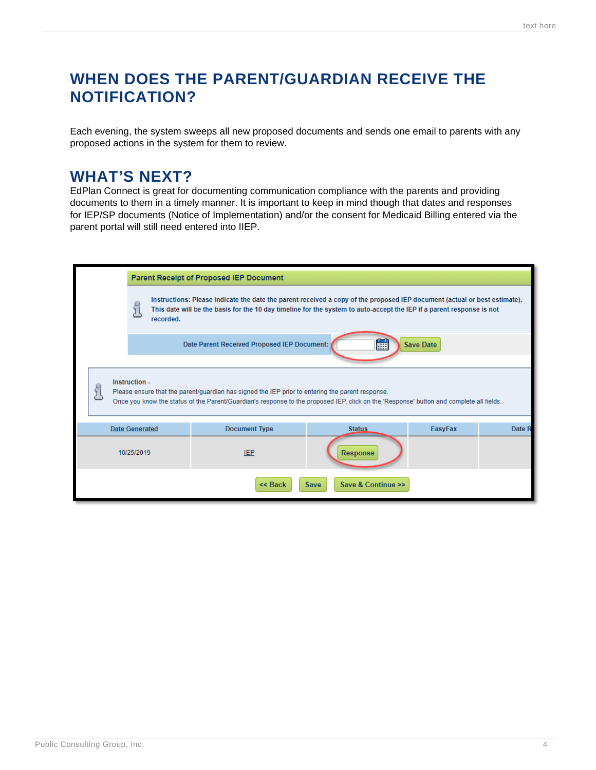## WHEN DOES THE PARENT/GUARDIAN RECEIVE THE NOTIFICATION?

Each evening, the system sweeps all new proposed documents and sends one email to parents with any proposed actions in the system for them to review.

## WHAT'S NEXT?

EdPlan Connect is great for documenting communication compliance with the parents and providing documents to them in a timely manner. It is important to keep in mind though that dates and responses for IEP/SP documents (Notice of Implementation) and/or the consent for Medicaid Billing entered via the parent portal will still need entered into IIEP.

**Parent Receipt of Proposed IEP Document**

Instructions: Please indicate the date the parent received a copy of the proposed IEP document (actual or best estimate). This date will be the basis for the 10 day timeline for the system to auto-accept the IEP if a parent response is not recorded.

Date Parent Received Proposed IEP Document: [ ] Save Date

Instruction -
Please ensure that the parent/guardian has signed the IEP prior to entering the parent response.
Once you know the status of the Parent/Guardian's response to the proposed IEP, click on the 'Response' button and complete all fields.

| Date Generated | Document Type | Status | EasyFax | Date R |
|---|---|---|---|---|
| 10/25/2019 | IEP | Response | | |

<< Back | Save | Save & Continue >>